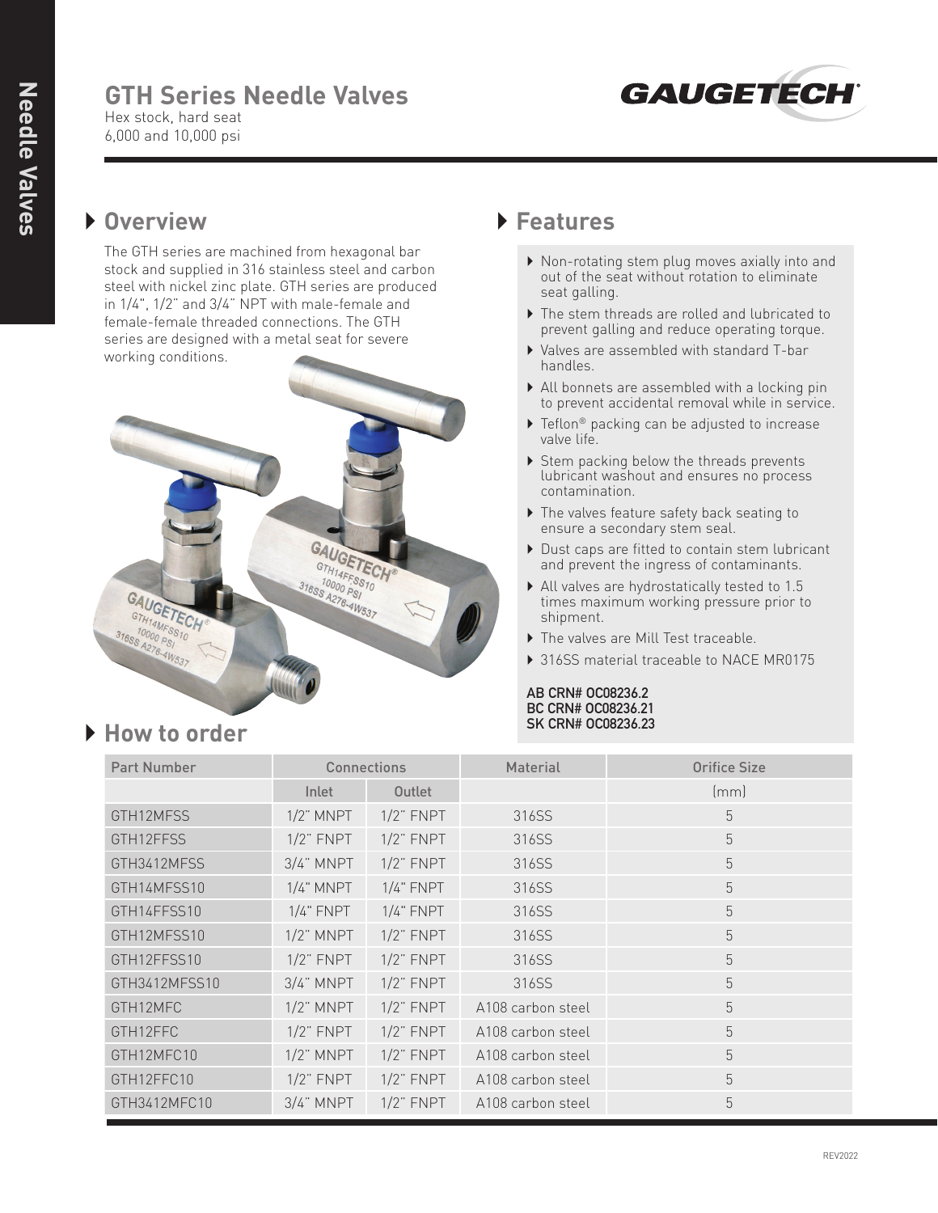# GTH Series Needle Valves

Hex stock, hard seat
6,000 and 10,000 psi

## Overview

The GTH series are machined from hexagonal bar stock and supplied in 316 stainless steel and carbon steel with nickel zinc plate. GTH series are produced in 1/4", 1/2" and 3/4" NPT with male-female and female-female threaded connections. The GTH series are designed with a metal seat for severe working conditions.

## Features

- Non-rotating stem plug moves axially into and out of the seat without rotation to eliminate seat galling.
- The stem threads are rolled and lubricated to prevent galling and reduce operating torque.
- Valves are assembled with standard T-bar handles.
- All bonnets are assembled with a locking pin to prevent accidental removal while in service.
- Teflon® packing can be adjusted to increase valve life.
- Stem packing below the threads prevents lubricant washout and ensures no process contamination.
- The valves feature safety back seating to ensure a secondary stem seal.
- Dust caps are fitted to contain stem lubricant and prevent the ingress of contaminants.
- All valves are hydrostatically tested to 1.5 times maximum working pressure prior to shipment.
- The valves are Mill Test traceable.
- 316SS material traceable to NACE MR0175

AB CRN# OC08236.2
BC CRN# OC08236.21
SK CRN# OC08236.23

## How to order

| Part Number | Connections | | Material | Orifice Size |
|---|---|---|---|---|
| | Inlet | Outlet | | (mm) |
| GTH12MFSS | 1/2" MNPT | 1/2" FNPT | 316SS | 5 |
| GTH12FFSS | 1/2" FNPT | 1/2" FNPT | 316SS | 5 |
| GTH3412MFSS | 3/4" MNPT | 1/2" FNPT | 316SS | 5 |
| GTH14MFSS10 | 1/4" MNPT | 1/4" FNPT | 316SS | 5 |
| GTH14FFSS10 | 1/4" FNPT | 1/4" FNPT | 316SS | 5 |
| GTH12MFSS10 | 1/2" MNPT | 1/2" FNPT | 316SS | 5 |
| GTH12FFSS10 | 1/2" FNPT | 1/2" FNPT | 316SS | 5 |
| GTH3412MFSS10 | 3/4" MNPT | 1/2" FNPT | 316SS | 5 |
| GTH12MFC | 1/2" MNPT | 1/2" FNPT | A108 carbon steel | 5 |
| GTH12FFC | 1/2" FNPT | 1/2" FNPT | A108 carbon steel | 5 |
| GTH12MFC10 | 1/2" MNPT | 1/2" FNPT | A108 carbon steel | 5 |
| GTH12FFC10 | 1/2" FNPT | 1/2" FNPT | A108 carbon steel | 5 |
| GTH3412MFC10 | 3/4" MNPT | 1/2" FNPT | A108 carbon steel | 5 |

REV2022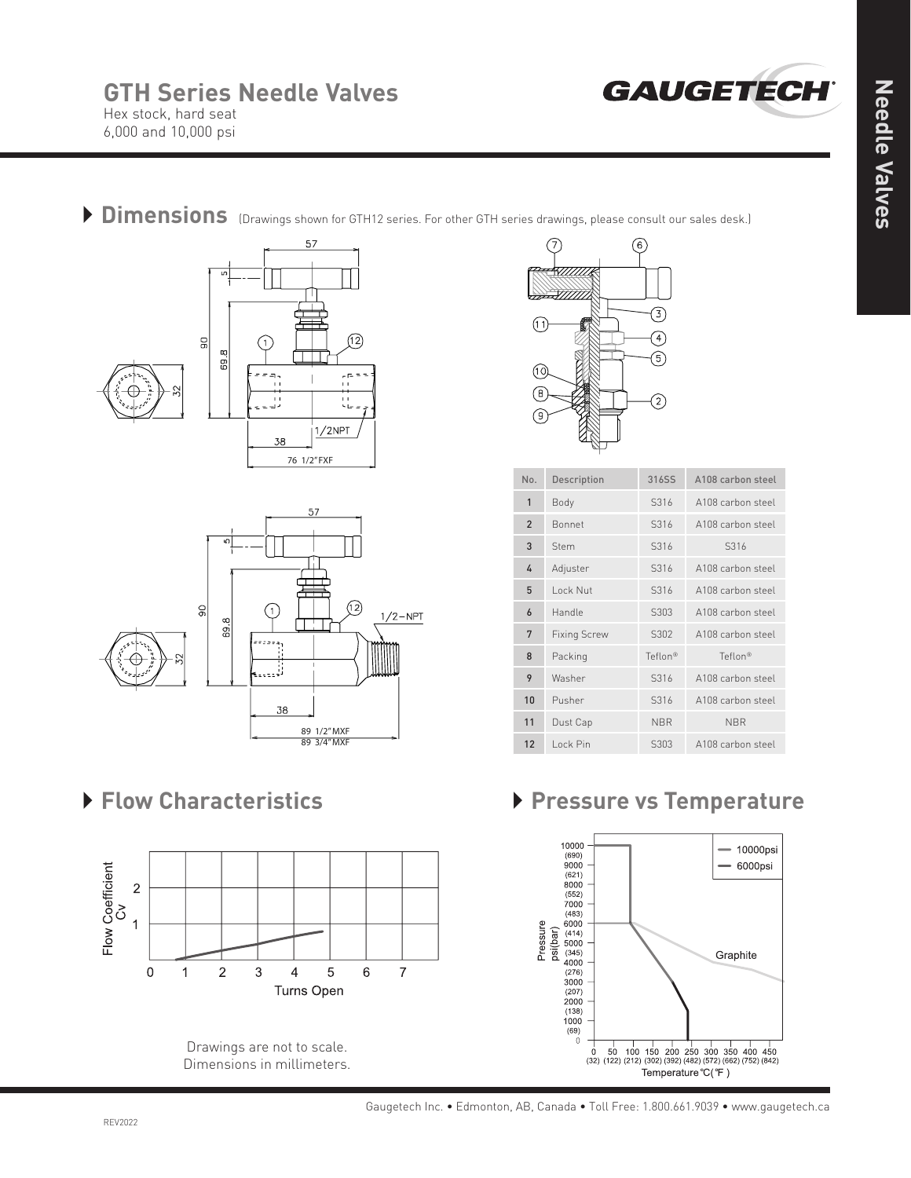# GTH Series Needle Valves

Hex stock, hard seat
6,000 and 10,000 psi

Needle Valves

## Dimensions

(Drawings shown for GTH12 series. For other GTH series drawings, please consult our sales desk.)

57
5
90
69.8
32
1/2NPT
38
76 1/2"FXF

57
5
90
69.8
32
1/2–NPT
38
89 1/2"MXF
89 3/4"MXF

| No. | Description | 316SS | A108 carbon steel |
|---|---|---|---|
| 1 | Body | S316 | A108 carbon steel |
| 2 | Bonnet | S316 | A108 carbon steel |
| 3 | Stem | S316 | S316 |
| 4 | Adjuster | S316 | A108 carbon steel |
| 5 | Lock Nut | S316 | A108 carbon steel |
| 6 | Handle | S303 | A108 carbon steel |
| 7 | Fixing Screw | S302 | A108 carbon steel |
| 8 | Packing | Teflon® | Teflon® |
| 9 | Washer | S316 | A108 carbon steel |
| 10 | Pusher | S316 | A108 carbon steel |
| 11 | Dust Cap | NBR | NBR |
| 12 | Lock Pin | S303 | A108 carbon steel |

## Flow Characteristics

Flow Coefficient Cv
Turns Open
0 1 2 3 4 5 6 7

Drawings are not to scale.
Dimensions in millimeters.

## Pressure vs Temperature

Pressure psi(bar)
10000 (690)
9000 (621)
8000 (552)
7000 (483)
6000 (414)
5000 (345)
4000 (276)
3000 (207)
2000 (138)
1000 (69)
0

10000psi
6000psi
Graphite

Temperature ℃(℉)
0 (32), 50 (122), 100 (212), 150 (302), 200 (392), 250 (482), 300 (572), 350 (662), 400 (752), 450 (842)

Gaugetech Inc. • Edmonton, AB, Canada • Toll Free: 1.800.661.9039 • www.gaugetech.ca

REV2022